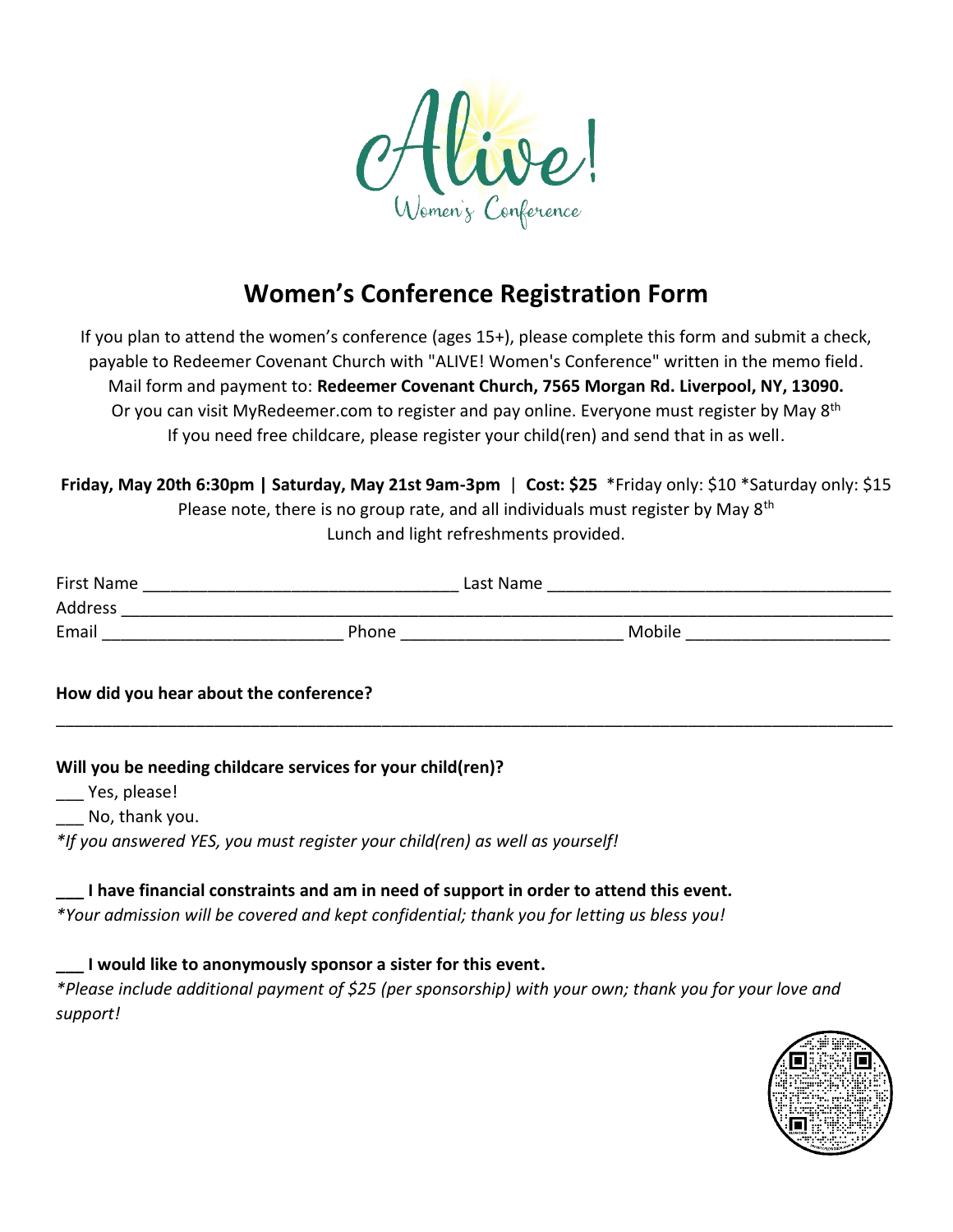Alive!

Women's Conference

# Women's Conference Registration Form

If you plan to attend the women's conference (ages 15+), please complete this form and submit a check, payable to Redeemer Covenant Church with "ALIVE! Women's Conference" written in the memo field. Mail form and payment to: **Redeemer Covenant Church, 7565 Morgan Rd. Liverpool, NY, 13090.** Or you can visit MyRedeemer.com to register and pay online. Everyone must register by May 8th

If you need free childcare, please register your child(ren) and send that in as well.

**Friday, May 20th 6:30pm | Saturday, May 21st 9am-3pm** | **Cost: $25** *Friday only: $10 *Saturday only: $15

Please note, there is no group rate, and all individuals must register by May 8th

Lunch and light refreshments provided.

First Name ________________________________ Last Name ____________________________________

Address ______________________________________________________________________________

Email _________________________ Phone _______________________ Mobile _____________________

**How did you hear about the conference?**

______________________________________________________________________________________

**Will you be needing childcare services for your child(ren)?**

___ Yes, please!

___ No, thank you.

*\*If you answered YES, you must register your child(ren) as well as yourself!*

**___ I have financial constraints and am in need of support in order to attend this event.**

*\*Your admission will be covered and kept confidential; thank you for letting us bless you!*

**___ I would like to anonymously sponsor a sister for this event.**

*\*Please include additional payment of $25 (per sponsorship) with your own; thank you for your love and support!*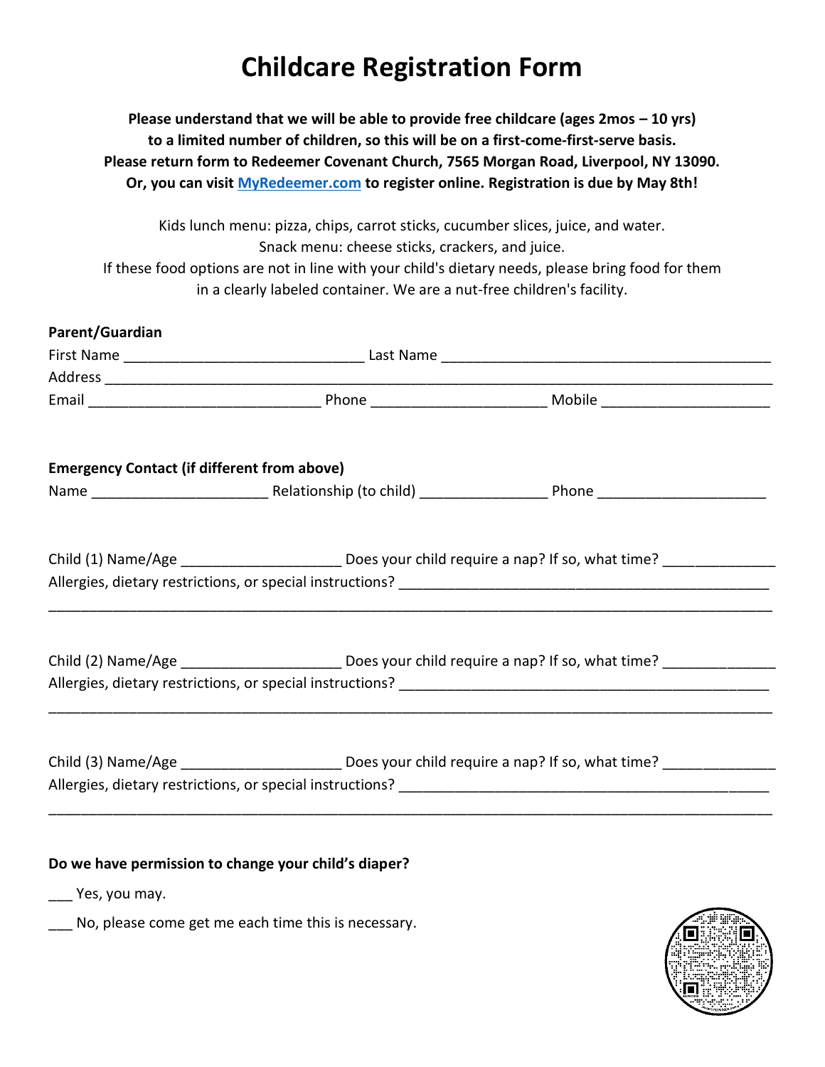# Childcare Registration Form

**Please understand that we will be able to provide free childcare (ages 2mos – 10 yrs) to a limited number of children, so this will be on a first-come-first-serve basis. Please return form to Redeemer Covenant Church, 7565 Morgan Road, Liverpool, NY 13090. Or, you can visit [MyRedeemer.com](MyRedeemer.com) to register online. Registration is due by May 8th!**

Kids lunch menu: pizza, chips, carrot sticks, cucumber slices, juice, and water.
Snack menu: cheese sticks, crackers, and juice.
If these food options are not in line with your child's dietary needs, please bring food for them in a clearly labeled container. We are a nut-free children's facility.

**Parent/Guardian**

First Name ______________________________ Last Name __________________________________________

Address ___________________________________________________________________________________

Email _____________________________ Phone _____________________ Mobile _____________________

**Emergency Contact (if different from above)**

Name ______________________ Relationship (to child) ________________ Phone _____________________

Child (1) Name/Age ____________________ Does your child require a nap? If so, what time? ______________

Allergies, dietary restrictions, or special instructions? _______________________________________________

___________________________________________________________________________________________

Child (2) Name/Age ____________________ Does your child require a nap? If so, what time? ______________

Allergies, dietary restrictions, or special instructions? _______________________________________________

___________________________________________________________________________________________

Child (3) Name/Age ____________________ Does your child require a nap? If so, what time? ______________

Allergies, dietary restrictions, or special instructions? _______________________________________________

___________________________________________________________________________________________

**Do we have permission to change your child's diaper?**

___ Yes, you may.

___ No, please come get me each time this is necessary.